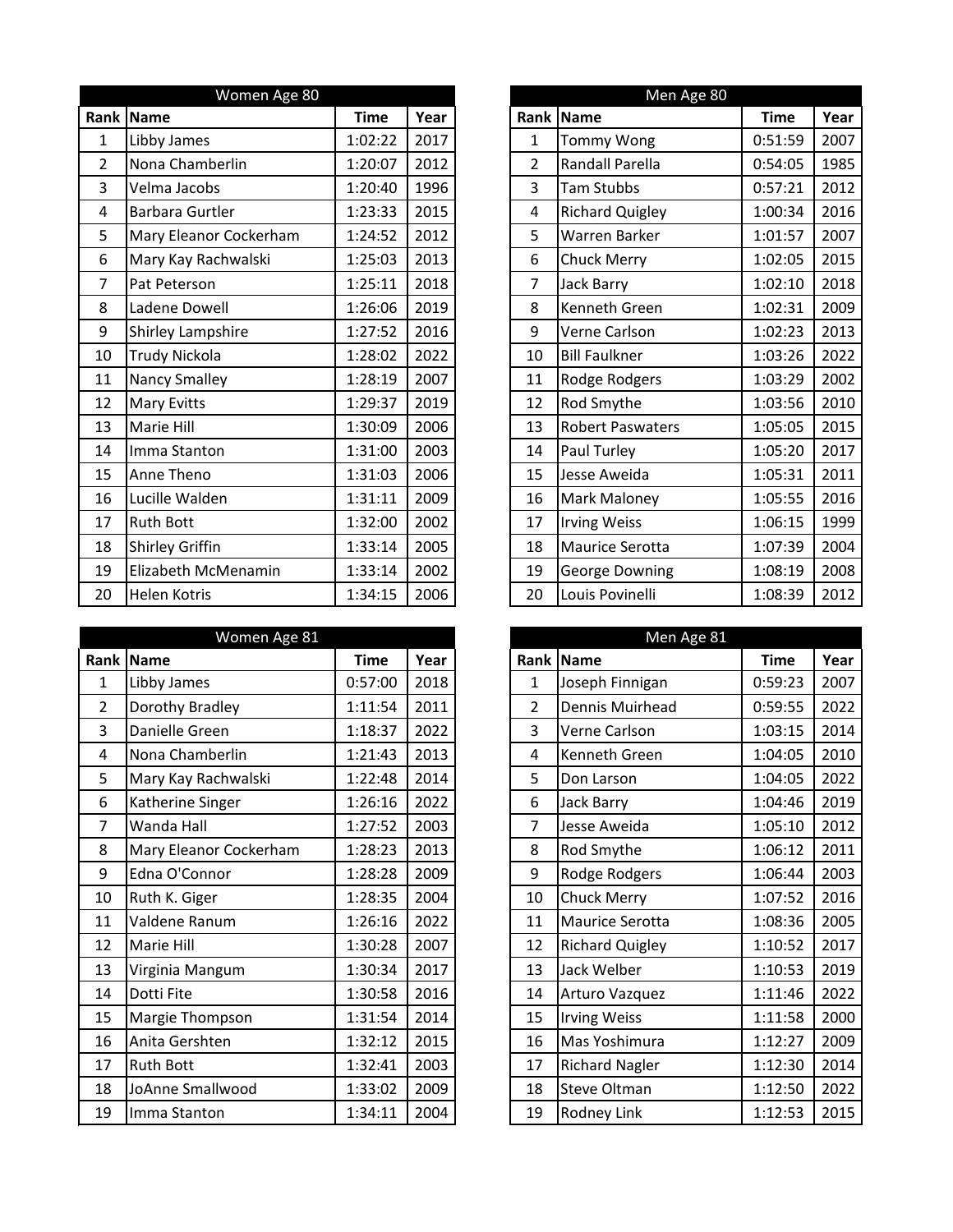| Women Age 80 | | | |
|---|---|---|---|
| Rank | Name | Time | Year |
| 1 | Libby James | 1:02:22 | 2017 |
| 2 | Nona Chamberlin | 1:20:07 | 2012 |
| 3 | Velma Jacobs | 1:20:40 | 1996 |
| 4 | Barbara Gurtler | 1:23:33 | 2015 |
| 5 | Mary Eleanor Cockerham | 1:24:52 | 2012 |
| 6 | Mary Kay Rachwalski | 1:25:03 | 2013 |
| 7 | Pat Peterson | 1:25:11 | 2018 |
| 8 | Ladene Dowell | 1:26:06 | 2019 |
| 9 | Shirley Lampshire | 1:27:52 | 2016 |
| 10 | Trudy Nickola | 1:28:02 | 2022 |
| 11 | Nancy Smalley | 1:28:19 | 2007 |
| 12 | Mary Evitts | 1:29:37 | 2019 |
| 13 | Marie Hill | 1:30:09 | 2006 |
| 14 | Imma Stanton | 1:31:00 | 2003 |
| 15 | Anne Theno | 1:31:03 | 2006 |
| 16 | Lucille Walden | 1:31:11 | 2009 |
| 17 | Ruth Bott | 1:32:00 | 2002 |
| 18 | Shirley Griffin | 1:33:14 | 2005 |
| 19 | Elizabeth McMenamin | 1:33:14 | 2002 |
| 20 | Helen Kotris | 1:34:15 | 2006 |

| Men Age 80 | | | |
|---|---|---|---|
| Rank | Name | Time | Year |
| 1 | Tommy Wong | 0:51:59 | 2007 |
| 2 | Randall Parella | 0:54:05 | 1985 |
| 3 | Tam Stubbs | 0:57:21 | 2012 |
| 4 | Richard Quigley | 1:00:34 | 2016 |
| 5 | Warren Barker | 1:01:57 | 2007 |
| 6 | Chuck Merry | 1:02:05 | 2015 |
| 7 | Jack Barry | 1:02:10 | 2018 |
| 8 | Kenneth Green | 1:02:31 | 2009 |
| 9 | Verne Carlson | 1:02:23 | 2013 |
| 10 | Bill Faulkner | 1:03:26 | 2022 |
| 11 | Rodge Rodgers | 1:03:29 | 2002 |
| 12 | Rod Smythe | 1:03:56 | 2010 |
| 13 | Robert Paswaters | 1:05:05 | 2015 |
| 14 | Paul Turley | 1:05:20 | 2017 |
| 15 | Jesse Aweida | 1:05:31 | 2011 |
| 16 | Mark Maloney | 1:05:55 | 2016 |
| 17 | Irving Weiss | 1:06:15 | 1999 |
| 18 | Maurice Serotta | 1:07:39 | 2004 |
| 19 | George Downing | 1:08:19 | 2008 |
| 20 | Louis Povinelli | 1:08:39 | 2012 |

| Women Age 81 | | | |
|---|---|---|---|
| Rank | Name | Time | Year |
| 1 | Libby James | 0:57:00 | 2018 |
| 2 | Dorothy Bradley | 1:11:54 | 2011 |
| 3 | Danielle Green | 1:18:37 | 2022 |
| 4 | Nona Chamberlin | 1:21:43 | 2013 |
| 5 | Mary Kay Rachwalski | 1:22:48 | 2014 |
| 6 | Katherine Singer | 1:26:16 | 2022 |
| 7 | Wanda Hall | 1:27:52 | 2003 |
| 8 | Mary Eleanor Cockerham | 1:28:23 | 2013 |
| 9 | Edna O'Connor | 1:28:28 | 2009 |
| 10 | Ruth K. Giger | 1:28:35 | 2004 |
| 11 | Valdene Ranum | 1:26:16 | 2022 |
| 12 | Marie Hill | 1:30:28 | 2007 |
| 13 | Virginia Mangum | 1:30:34 | 2017 |
| 14 | Dotti Fite | 1:30:58 | 2016 |
| 15 | Margie Thompson | 1:31:54 | 2014 |
| 16 | Anita Gershten | 1:32:12 | 2015 |
| 17 | Ruth Bott | 1:32:41 | 2003 |
| 18 | JoAnne Smallwood | 1:33:02 | 2009 |
| 19 | Imma Stanton | 1:34:11 | 2004 |

| Men Age 81 | | | |
|---|---|---|---|
| Rank | Name | Time | Year |
| 1 | Joseph Finnigan | 0:59:23 | 2007 |
| 2 | Dennis Muirhead | 0:59:55 | 2022 |
| 3 | Verne Carlson | 1:03:15 | 2014 |
| 4 | Kenneth Green | 1:04:05 | 2010 |
| 5 | Don Larson | 1:04:05 | 2022 |
| 6 | Jack Barry | 1:04:46 | 2019 |
| 7 | Jesse Aweida | 1:05:10 | 2012 |
| 8 | Rod Smythe | 1:06:12 | 2011 |
| 9 | Rodge Rodgers | 1:06:44 | 2003 |
| 10 | Chuck Merry | 1:07:52 | 2016 |
| 11 | Maurice Serotta | 1:08:36 | 2005 |
| 12 | Richard Quigley | 1:10:52 | 2017 |
| 13 | Jack Welber | 1:10:53 | 2019 |
| 14 | Arturo Vazquez | 1:11:46 | 2022 |
| 15 | Irving Weiss | 1:11:58 | 2000 |
| 16 | Mas Yoshimura | 1:12:27 | 2009 |
| 17 | Richard Nagler | 1:12:30 | 2014 |
| 18 | Steve Oltman | 1:12:50 | 2022 |
| 19 | Rodney Link | 1:12:53 | 2015 |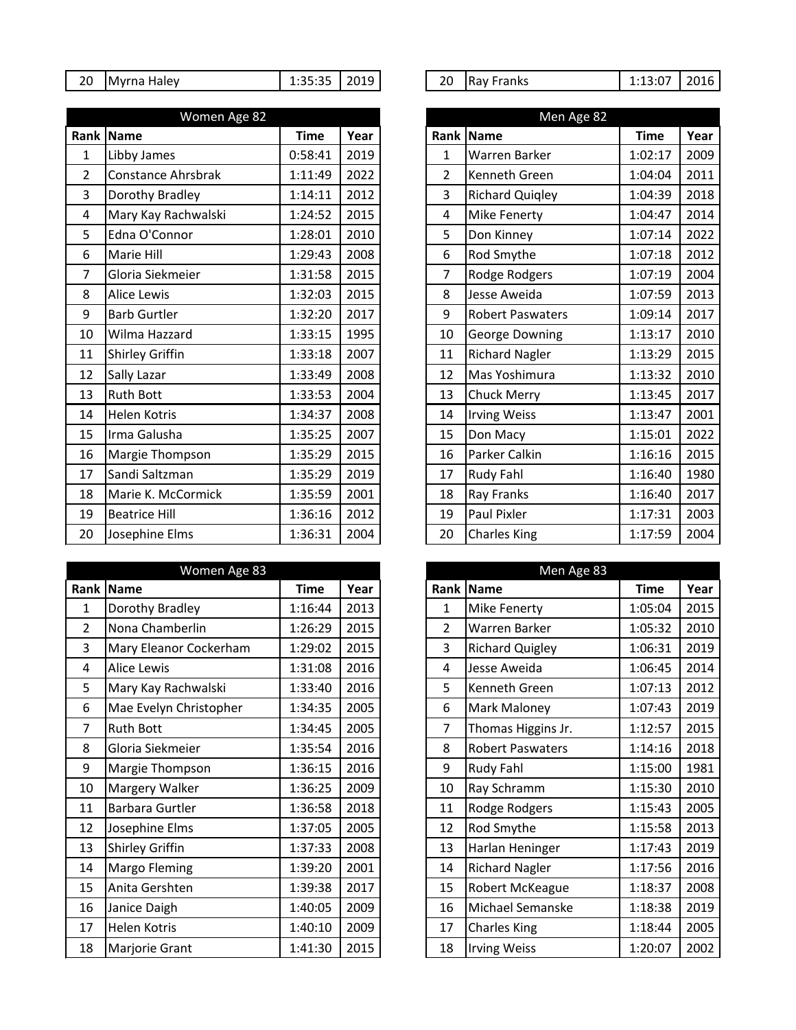| 20 | Myrna Haley | 1:35:35 | 2019 |
|---|---|---|---|

| 20 | Ray Franks | 1:13:07 | 2016 |
|---|---|---|---|

**Women Age 82**

| Rank | Name | Time | Year |
|---|---|---|---|
| 1 | Libby James | 0:58:41 | 2019 |
| 2 | Constance Ahrsbrak | 1:11:49 | 2022 |
| 3 | Dorothy Bradley | 1:14:11 | 2012 |
| 4 | Mary Kay Rachwalski | 1:24:52 | 2015 |
| 5 | Edna O'Connor | 1:28:01 | 2010 |
| 6 | Marie Hill | 1:29:43 | 2008 |
| 7 | Gloria Siekmeier | 1:31:58 | 2015 |
| 8 | Alice Lewis | 1:32:03 | 2015 |
| 9 | Barb Gurtler | 1:32:20 | 2017 |
| 10 | Wilma Hazzard | 1:33:15 | 1995 |
| 11 | Shirley Griffin | 1:33:18 | 2007 |
| 12 | Sally Lazar | 1:33:49 | 2008 |
| 13 | Ruth Bott | 1:33:53 | 2004 |
| 14 | Helen Kotris | 1:34:37 | 2008 |
| 15 | Irma Galusha | 1:35:25 | 2007 |
| 16 | Margie Thompson | 1:35:29 | 2015 |
| 17 | Sandi Saltzman | 1:35:29 | 2019 |
| 18 | Marie K. McCormick | 1:35:59 | 2001 |
| 19 | Beatrice Hill | 1:36:16 | 2012 |
| 20 | Josephine Elms | 1:36:31 | 2004 |

**Men Age 82**

| Rank | Name | Time | Year |
|---|---|---|---|
| 1 | Warren Barker | 1:02:17 | 2009 |
| 2 | Kenneth Green | 1:04:04 | 2011 |
| 3 | Richard Quiqley | 1:04:39 | 2018 |
| 4 | Mike Fenerty | 1:04:47 | 2014 |
| 5 | Don Kinney | 1:07:14 | 2022 |
| 6 | Rod Smythe | 1:07:18 | 2012 |
| 7 | Rodge Rodgers | 1:07:19 | 2004 |
| 8 | Jesse Aweida | 1:07:59 | 2013 |
| 9 | Robert Paswaters | 1:09:14 | 2017 |
| 10 | George Downing | 1:13:17 | 2010 |
| 11 | Richard Nagler | 1:13:29 | 2015 |
| 12 | Mas Yoshimura | 1:13:32 | 2010 |
| 13 | Chuck Merry | 1:13:45 | 2017 |
| 14 | Irving Weiss | 1:13:47 | 2001 |
| 15 | Don Macy | 1:15:01 | 2022 |
| 16 | Parker Calkin | 1:16:16 | 2015 |
| 17 | Rudy Fahl | 1:16:40 | 1980 |
| 18 | Ray Franks | 1:16:40 | 2017 |
| 19 | Paul Pixler | 1:17:31 | 2003 |
| 20 | Charles King | 1:17:59 | 2004 |

**Women Age 83**

| Rank | Name | Time | Year |
|---|---|---|---|
| 1 | Dorothy Bradley | 1:16:44 | 2013 |
| 2 | Nona Chamberlin | 1:26:29 | 2015 |
| 3 | Mary Eleanor Cockerham | 1:29:02 | 2015 |
| 4 | Alice Lewis | 1:31:08 | 2016 |
| 5 | Mary Kay Rachwalski | 1:33:40 | 2016 |
| 6 | Mae Evelyn Christopher | 1:34:35 | 2005 |
| 7 | Ruth Bott | 1:34:45 | 2005 |
| 8 | Gloria Siekmeier | 1:35:54 | 2016 |
| 9 | Margie Thompson | 1:36:15 | 2016 |
| 10 | Margery Walker | 1:36:25 | 2009 |
| 11 | Barbara Gurtler | 1:36:58 | 2018 |
| 12 | Josephine Elms | 1:37:05 | 2005 |
| 13 | Shirley Griffin | 1:37:33 | 2008 |
| 14 | Margo Fleming | 1:39:20 | 2001 |
| 15 | Anita Gershten | 1:39:38 | 2017 |
| 16 | Janice Daigh | 1:40:05 | 2009 |
| 17 | Helen Kotris | 1:40:10 | 2009 |
| 18 | Marjorie Grant | 1:41:30 | 2015 |

**Men Age 83**

| Rank | Name | Time | Year |
|---|---|---|---|
| 1 | Mike Fenerty | 1:05:04 | 2015 |
| 2 | Warren Barker | 1:05:32 | 2010 |
| 3 | Richard Quigley | 1:06:31 | 2019 |
| 4 | Jesse Aweida | 1:06:45 | 2014 |
| 5 | Kenneth Green | 1:07:13 | 2012 |
| 6 | Mark Maloney | 1:07:43 | 2019 |
| 7 | Thomas Higgins Jr. | 1:12:57 | 2015 |
| 8 | Robert Paswaters | 1:14:16 | 2018 |
| 9 | Rudy Fahl | 1:15:00 | 1981 |
| 10 | Ray Schramm | 1:15:30 | 2010 |
| 11 | Rodge Rodgers | 1:15:43 | 2005 |
| 12 | Rod Smythe | 1:15:58 | 2013 |
| 13 | Harlan Heninger | 1:17:43 | 2019 |
| 14 | Richard Nagler | 1:17:56 | 2016 |
| 15 | Robert McKeague | 1:18:37 | 2008 |
| 16 | Michael Semanske | 1:18:38 | 2019 |
| 17 | Charles King | 1:18:44 | 2005 |
| 18 | Irving Weiss | 1:20:07 | 2002 |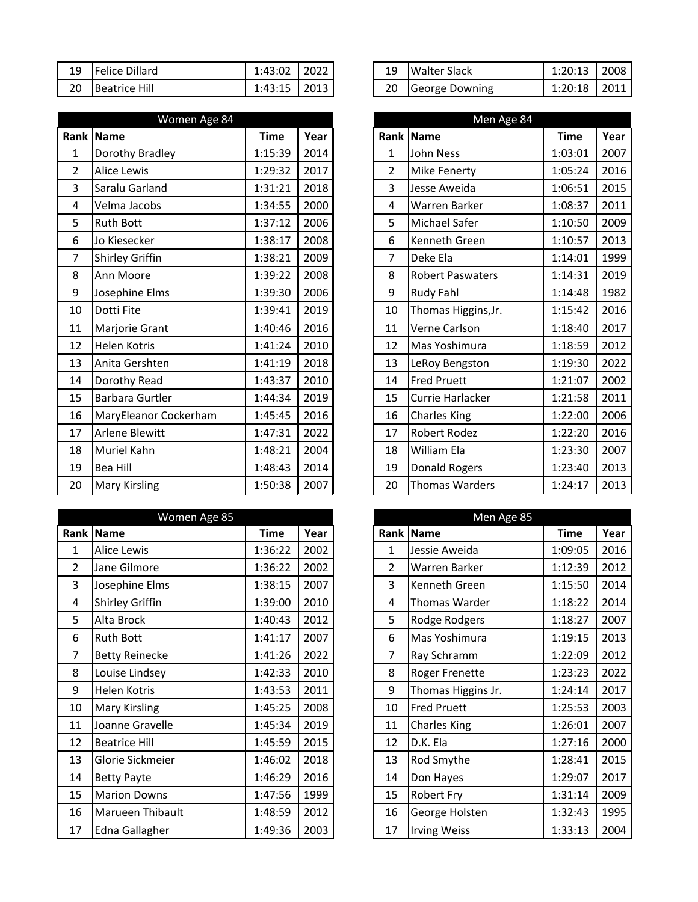| Rank | Name | Time | Year |
|---|---|---|---|
| 19 | Felice Dillard | 1:43:02 | 2022 |
| 20 | Beatrice Hill | 1:43:15 | 2013 |

| Rank | Name | Time | Year |
|---|---|---|---|
| 19 | Walter Slack | 1:20:13 | 2008 |
| 20 | George Downing | 1:20:18 | 2011 |

## Women Age 84

| Rank | Name | Time | Year |
|---|---|---|---|
| 1 | Dorothy Bradley | 1:15:39 | 2014 |
| 2 | Alice Lewis | 1:29:32 | 2017 |
| 3 | Saralu Garland | 1:31:21 | 2018 |
| 4 | Velma Jacobs | 1:34:55 | 2000 |
| 5 | Ruth Bott | 1:37:12 | 2006 |
| 6 | Jo Kiesecker | 1:38:17 | 2008 |
| 7 | Shirley Griffin | 1:38:21 | 2009 |
| 8 | Ann Moore | 1:39:22 | 2008 |
| 9 | Josephine Elms | 1:39:30 | 2006 |
| 10 | Dotti Fite | 1:39:41 | 2019 |
| 11 | Marjorie Grant | 1:40:46 | 2016 |
| 12 | Helen Kotris | 1:41:24 | 2010 |
| 13 | Anita Gershten | 1:41:19 | 2018 |
| 14 | Dorothy Read | 1:43:37 | 2010 |
| 15 | Barbara Gurtler | 1:44:34 | 2019 |
| 16 | MaryEleanor Cockerham | 1:45:45 | 2016 |
| 17 | Arlene Blewitt | 1:47:31 | 2022 |
| 18 | Muriel Kahn | 1:48:21 | 2004 |
| 19 | Bea Hill | 1:48:43 | 2014 |
| 20 | Mary Kirsling | 1:50:38 | 2007 |

## Men Age 84

| Rank | Name | Time | Year |
|---|---|---|---|
| 1 | John Ness | 1:03:01 | 2007 |
| 2 | Mike Fenerty | 1:05:24 | 2016 |
| 3 | Jesse Aweida | 1:06:51 | 2015 |
| 4 | Warren Barker | 1:08:37 | 2011 |
| 5 | Michael Safer | 1:10:50 | 2009 |
| 6 | Kenneth Green | 1:10:57 | 2013 |
| 7 | Deke Ela | 1:14:01 | 1999 |
| 8 | Robert Paswaters | 1:14:31 | 2019 |
| 9 | Rudy Fahl | 1:14:48 | 1982 |
| 10 | Thomas Higgins,Jr. | 1:15:42 | 2016 |
| 11 | Verne Carlson | 1:18:40 | 2017 |
| 12 | Mas Yoshimura | 1:18:59 | 2012 |
| 13 | LeRoy Bengston | 1:19:30 | 2022 |
| 14 | Fred Pruett | 1:21:07 | 2002 |
| 15 | Currie Harlacker | 1:21:58 | 2011 |
| 16 | Charles King | 1:22:00 | 2006 |
| 17 | Robert Rodez | 1:22:20 | 2016 |
| 18 | William Ela | 1:23:30 | 2007 |
| 19 | Donald Rogers | 1:23:40 | 2013 |
| 20 | Thomas Warders | 1:24:17 | 2013 |

## Women Age 85

| Rank | Name | Time | Year |
|---|---|---|---|
| 1 | Alice Lewis | 1:36:22 | 2002 |
| 2 | Jane Gilmore | 1:36:22 | 2002 |
| 3 | Josephine Elms | 1:38:15 | 2007 |
| 4 | Shirley Griffin | 1:39:00 | 2010 |
| 5 | Alta Brock | 1:40:43 | 2012 |
| 6 | Ruth Bott | 1:41:17 | 2007 |
| 7 | Betty Reinecke | 1:41:26 | 2022 |
| 8 | Louise Lindsey | 1:42:33 | 2010 |
| 9 | Helen Kotris | 1:43:53 | 2011 |
| 10 | Mary Kirsling | 1:45:25 | 2008 |
| 11 | Joanne Gravelle | 1:45:34 | 2019 |
| 12 | Beatrice Hill | 1:45:59 | 2015 |
| 13 | Glorie Sickmeier | 1:46:02 | 2018 |
| 14 | Betty Payte | 1:46:29 | 2016 |
| 15 | Marion Downs | 1:47:56 | 1999 |
| 16 | Marueen Thibault | 1:48:59 | 2012 |
| 17 | Edna Gallagher | 1:49:36 | 2003 |

## Men Age 85

| Rank | Name | Time | Year |
|---|---|---|---|
| 1 | Jessie Aweida | 1:09:05 | 2016 |
| 2 | Warren Barker | 1:12:39 | 2012 |
| 3 | Kenneth Green | 1:15:50 | 2014 |
| 4 | Thomas Warder | 1:18:22 | 2014 |
| 5 | Rodge Rodgers | 1:18:27 | 2007 |
| 6 | Mas Yoshimura | 1:19:15 | 2013 |
| 7 | Ray Schramm | 1:22:09 | 2012 |
| 8 | Roger Frenette | 1:23:23 | 2022 |
| 9 | Thomas Higgins Jr. | 1:24:14 | 2017 |
| 10 | Fred Pruett | 1:25:53 | 2003 |
| 11 | Charles King | 1:26:01 | 2007 |
| 12 | D.K. Ela | 1:27:16 | 2000 |
| 13 | Rod Smythe | 1:28:41 | 2015 |
| 14 | Don Hayes | 1:29:07 | 2017 |
| 15 | Robert Fry | 1:31:14 | 2009 |
| 16 | George Holsten | 1:32:43 | 1995 |
| 17 | Irving Weiss | 1:33:13 | 2004 |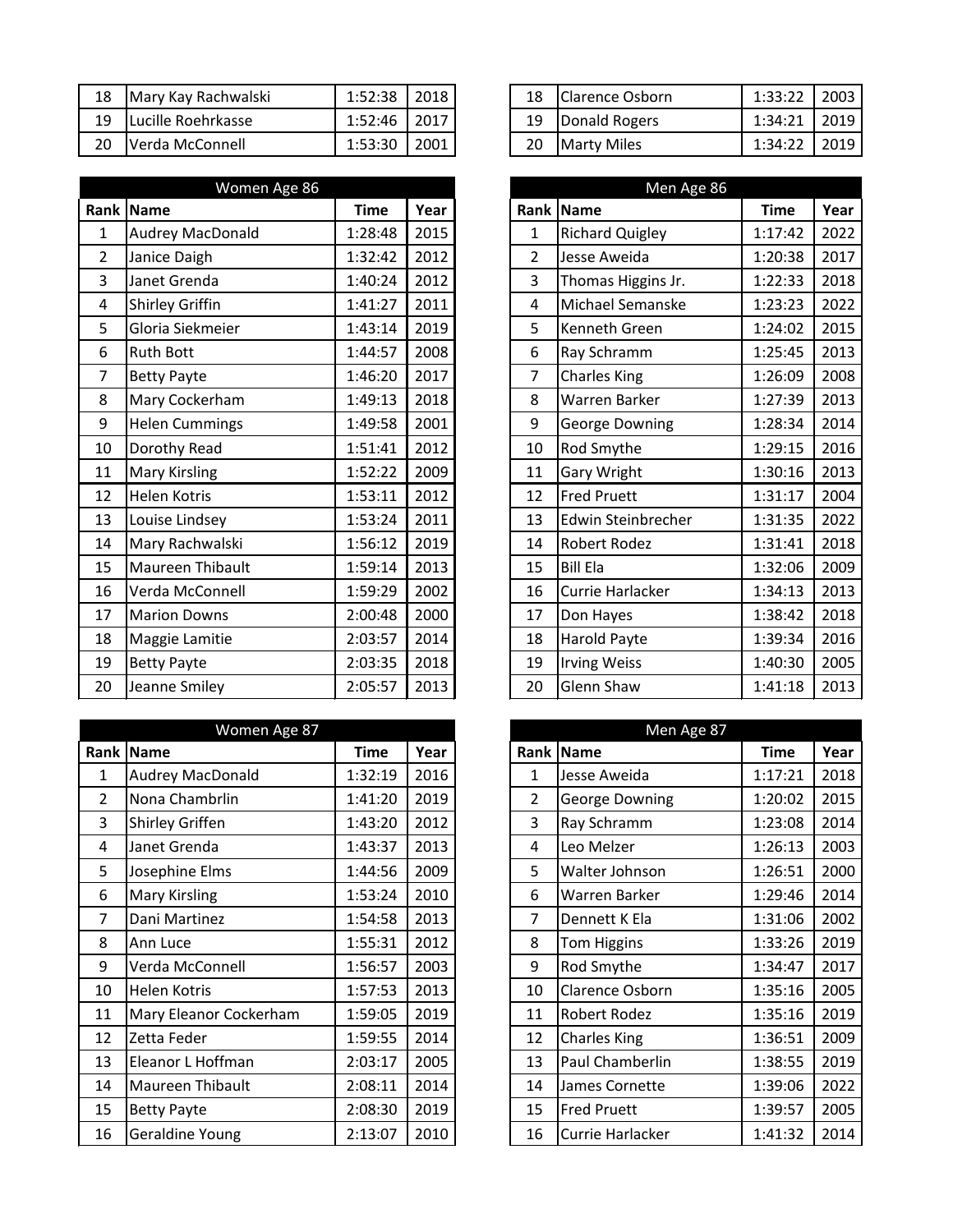| Rank | Name | Time | Year |
|---|---|---|---|
| 18 | Mary Kay Rachwalski | 1:52:38 | 2018 |
| 19 | Lucille Roehrkasse | 1:52:46 | 2017 |
| 20 | Verda McConnell | 1:53:30 | 2001 |

| Rank | Name | Time | Year |
|---|---|---|---|
| 18 | Clarence Osborn | 1:33:22 | 2003 |
| 19 | Donald Rogers | 1:34:21 | 2019 |
| 20 | Marty Miles | 1:34:22 | 2019 |

| Women Age 86 | | | |
|---|---|---|---|
| Rank | Name | Time | Year |
| 1 | Audrey MacDonald | 1:28:48 | 2015 |
| 2 | Janice Daigh | 1:32:42 | 2012 |
| 3 | Janet Grenda | 1:40:24 | 2012 |
| 4 | Shirley Griffin | 1:41:27 | 2011 |
| 5 | Gloria Siekmeier | 1:43:14 | 2019 |
| 6 | Ruth Bott | 1:44:57 | 2008 |
| 7 | Betty Payte | 1:46:20 | 2017 |
| 8 | Mary Cockerham | 1:49:13 | 2018 |
| 9 | Helen Cummings | 1:49:58 | 2001 |
| 10 | Dorothy Read | 1:51:41 | 2012 |
| 11 | Mary Kirsling | 1:52:22 | 2009 |
| 12 | Helen Kotris | 1:53:11 | 2012 |
| 13 | Louise Lindsey | 1:53:24 | 2011 |
| 14 | Mary Rachwalski | 1:56:12 | 2019 |
| 15 | Maureen Thibault | 1:59:14 | 2013 |
| 16 | Verda McConnell | 1:59:29 | 2002 |
| 17 | Marion Downs | 2:00:48 | 2000 |
| 18 | Maggie Lamitie | 2:03:57 | 2014 |
| 19 | Betty Payte | 2:03:35 | 2018 |
| 20 | Jeanne Smiley | 2:05:57 | 2013 |

| Men Age 86 | | | |
|---|---|---|---|
| Rank | Name | Time | Year |
| 1 | Richard Quigley | 1:17:42 | 2022 |
| 2 | Jesse Aweida | 1:20:38 | 2017 |
| 3 | Thomas Higgins Jr. | 1:22:33 | 2018 |
| 4 | Michael Semanske | 1:23:23 | 2022 |
| 5 | Kenneth Green | 1:24:02 | 2015 |
| 6 | Ray Schramm | 1:25:45 | 2013 |
| 7 | Charles King | 1:26:09 | 2008 |
| 8 | Warren Barker | 1:27:39 | 2013 |
| 9 | George Downing | 1:28:34 | 2014 |
| 10 | Rod Smythe | 1:29:15 | 2016 |
| 11 | Gary Wright | 1:30:16 | 2013 |
| 12 | Fred Pruett | 1:31:17 | 2004 |
| 13 | Edwin Steinbrecher | 1:31:35 | 2022 |
| 14 | Robert Rodez | 1:31:41 | 2018 |
| 15 | Bill Ela | 1:32:06 | 2009 |
| 16 | Currie Harlacker | 1:34:13 | 2013 |
| 17 | Don Hayes | 1:38:42 | 2018 |
| 18 | Harold Payte | 1:39:34 | 2016 |
| 19 | Irving Weiss | 1:40:30 | 2005 |
| 20 | Glenn Shaw | 1:41:18 | 2013 |

| Women Age 87 | | | |
|---|---|---|---|
| Rank | Name | Time | Year |
| 1 | Audrey MacDonald | 1:32:19 | 2016 |
| 2 | Nona Chambrlin | 1:41:20 | 2019 |
| 3 | Shirley Griffen | 1:43:20 | 2012 |
| 4 | Janet Grenda | 1:43:37 | 2013 |
| 5 | Josephine Elms | 1:44:56 | 2009 |
| 6 | Mary Kirsling | 1:53:24 | 2010 |
| 7 | Dani Martinez | 1:54:58 | 2013 |
| 8 | Ann Luce | 1:55:31 | 2012 |
| 9 | Verda McConnell | 1:56:57 | 2003 |
| 10 | Helen Kotris | 1:57:53 | 2013 |
| 11 | Mary Eleanor Cockerham | 1:59:05 | 2019 |
| 12 | Zetta Feder | 1:59:55 | 2014 |
| 13 | Eleanor L Hoffman | 2:03:17 | 2005 |
| 14 | Maureen Thibault | 2:08:11 | 2014 |
| 15 | Betty Payte | 2:08:30 | 2019 |
| 16 | Geraldine Young | 2:13:07 | 2010 |

| Men Age 87 | | | |
|---|---|---|---|
| Rank | Name | Time | Year |
| 1 | Jesse Aweida | 1:17:21 | 2018 |
| 2 | George Downing | 1:20:02 | 2015 |
| 3 | Ray Schramm | 1:23:08 | 2014 |
| 4 | Leo Melzer | 1:26:13 | 2003 |
| 5 | Walter Johnson | 1:26:51 | 2000 |
| 6 | Warren Barker | 1:29:46 | 2014 |
| 7 | Dennett K Ela | 1:31:06 | 2002 |
| 8 | Tom Higgins | 1:33:26 | 2019 |
| 9 | Rod Smythe | 1:34:47 | 2017 |
| 10 | Clarence Osborn | 1:35:16 | 2005 |
| 11 | Robert Rodez | 1:35:16 | 2019 |
| 12 | Charles King | 1:36:51 | 2009 |
| 13 | Paul Chamberlin | 1:38:55 | 2019 |
| 14 | James Cornette | 1:39:06 | 2022 |
| 15 | Fred Pruett | 1:39:57 | 2005 |
| 16 | Currie Harlacker | 1:41:32 | 2014 |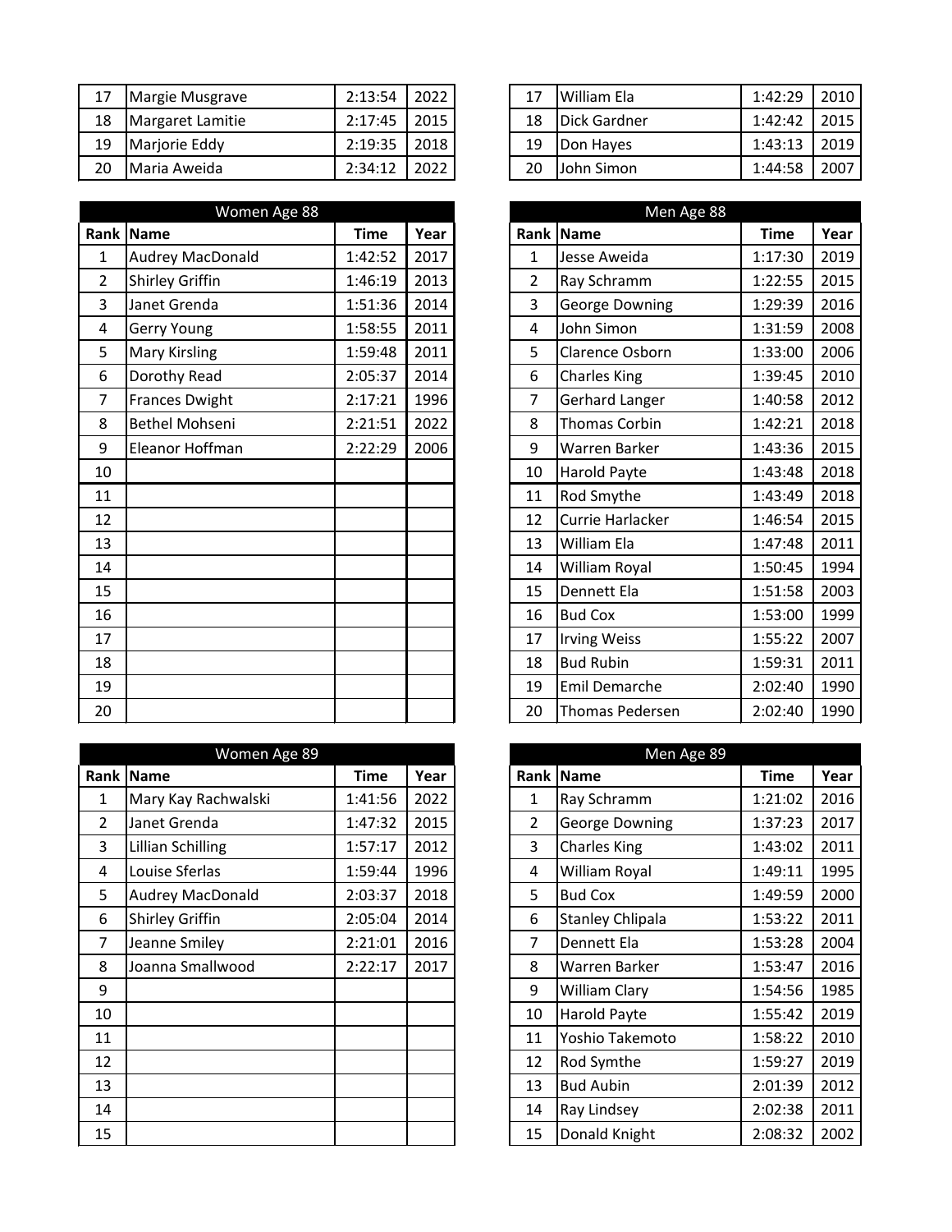| Rank | Name | Time | Year |
|---|---|---|---|
| 17 | Margie Musgrave | 2:13:54 | 2022 |
| 18 | Margaret Lamitie | 2:17:45 | 2015 |
| 19 | Marjorie Eddy | 2:19:35 | 2018 |
| 20 | Maria Aweida | 2:34:12 | 2022 |

| Rank | Name | Time | Year |
|---|---|---|---|
| 17 | William Ela | 1:42:29 | 2010 |
| 18 | Dick Gardner | 1:42:42 | 2015 |
| 19 | Don Hayes | 1:43:13 | 2019 |
| 20 | John Simon | 1:44:58 | 2007 |

| Women Age 88 | | | |
|---|---|---|---|
| **Rank** | **Name** | **Time** | **Year** |
| 1 | Audrey MacDonald | 1:42:52 | 2017 |
| 2 | Shirley Griffin | 1:46:19 | 2013 |
| 3 | Janet Grenda | 1:51:36 | 2014 |
| 4 | Gerry Young | 1:58:55 | 2011 |
| 5 | Mary Kirsling | 1:59:48 | 2011 |
| 6 | Dorothy Read | 2:05:37 | 2014 |
| 7 | Frances Dwight | 2:17:21 | 1996 |
| 8 | Bethel Mohseni | 2:21:51 | 2022 |
| 9 | Eleanor Hoffman | 2:22:29 | 2006 |
| 10 | | | |
| 11 | | | |
| 12 | | | |
| 13 | | | |
| 14 | | | |
| 15 | | | |
| 16 | | | |
| 17 | | | |
| 18 | | | |
| 19 | | | |
| 20 | | | |

| Men Age 88 | | | |
|---|---|---|---|
| **Rank** | **Name** | **Time** | **Year** |
| 1 | Jesse Aweida | 1:17:30 | 2019 |
| 2 | Ray Schramm | 1:22:55 | 2015 |
| 3 | George Downing | 1:29:39 | 2016 |
| 4 | John Simon | 1:31:59 | 2008 |
| 5 | Clarence Osborn | 1:33:00 | 2006 |
| 6 | Charles King | 1:39:45 | 2010 |
| 7 | Gerhard Langer | 1:40:58 | 2012 |
| 8 | Thomas Corbin | 1:42:21 | 2018 |
| 9 | Warren Barker | 1:43:36 | 2015 |
| 10 | Harold Payte | 1:43:48 | 2018 |
| 11 | Rod Smythe | 1:43:49 | 2018 |
| 12 | Currie Harlacker | 1:46:54 | 2015 |
| 13 | William Ela | 1:47:48 | 2011 |
| 14 | William Royal | 1:50:45 | 1994 |
| 15 | Dennett Ela | 1:51:58 | 2003 |
| 16 | Bud Cox | 1:53:00 | 1999 |
| 17 | Irving Weiss | 1:55:22 | 2007 |
| 18 | Bud Rubin | 1:59:31 | 2011 |
| 19 | Emil Demarche | 2:02:40 | 1990 |
| 20 | Thomas Pedersen | 2:02:40 | 1990 |

| Women Age 89 | | | |
|---|---|---|---|
| **Rank** | **Name** | **Time** | **Year** |
| 1 | Mary Kay Rachwalski | 1:41:56 | 2022 |
| 2 | Janet Grenda | 1:47:32 | 2015 |
| 3 | Lillian Schilling | 1:57:17 | 2012 |
| 4 | Louise Sferlas | 1:59:44 | 1996 |
| 5 | Audrey MacDonald | 2:03:37 | 2018 |
| 6 | Shirley Griffin | 2:05:04 | 2014 |
| 7 | Jeanne Smiley | 2:21:01 | 2016 |
| 8 | Joanna Smallwood | 2:22:17 | 2017 |
| 9 | | | |
| 10 | | | |
| 11 | | | |
| 12 | | | |
| 13 | | | |
| 14 | | | |
| 15 | | | |

| Men Age 89 | | | |
|---|---|---|---|
| **Rank** | **Name** | **Time** | **Year** |
| 1 | Ray Schramm | 1:21:02 | 2016 |
| 2 | George Downing | 1:37:23 | 2017 |
| 3 | Charles King | 1:43:02 | 2011 |
| 4 | William Royal | 1:49:11 | 1995 |
| 5 | Bud Cox | 1:49:59 | 2000 |
| 6 | Stanley Chlipala | 1:53:22 | 2011 |
| 7 | Dennett Ela | 1:53:28 | 2004 |
| 8 | Warren Barker | 1:53:47 | 2016 |
| 9 | William Clary | 1:54:56 | 1985 |
| 10 | Harold Payte | 1:55:42 | 2019 |
| 11 | Yoshio Takemoto | 1:58:22 | 2010 |
| 12 | Rod Symthe | 1:59:27 | 2019 |
| 13 | Bud Aubin | 2:01:39 | 2012 |
| 14 | Ray Lindsey | 2:02:38 | 2011 |
| 15 | Donald Knight | 2:08:32 | 2002 |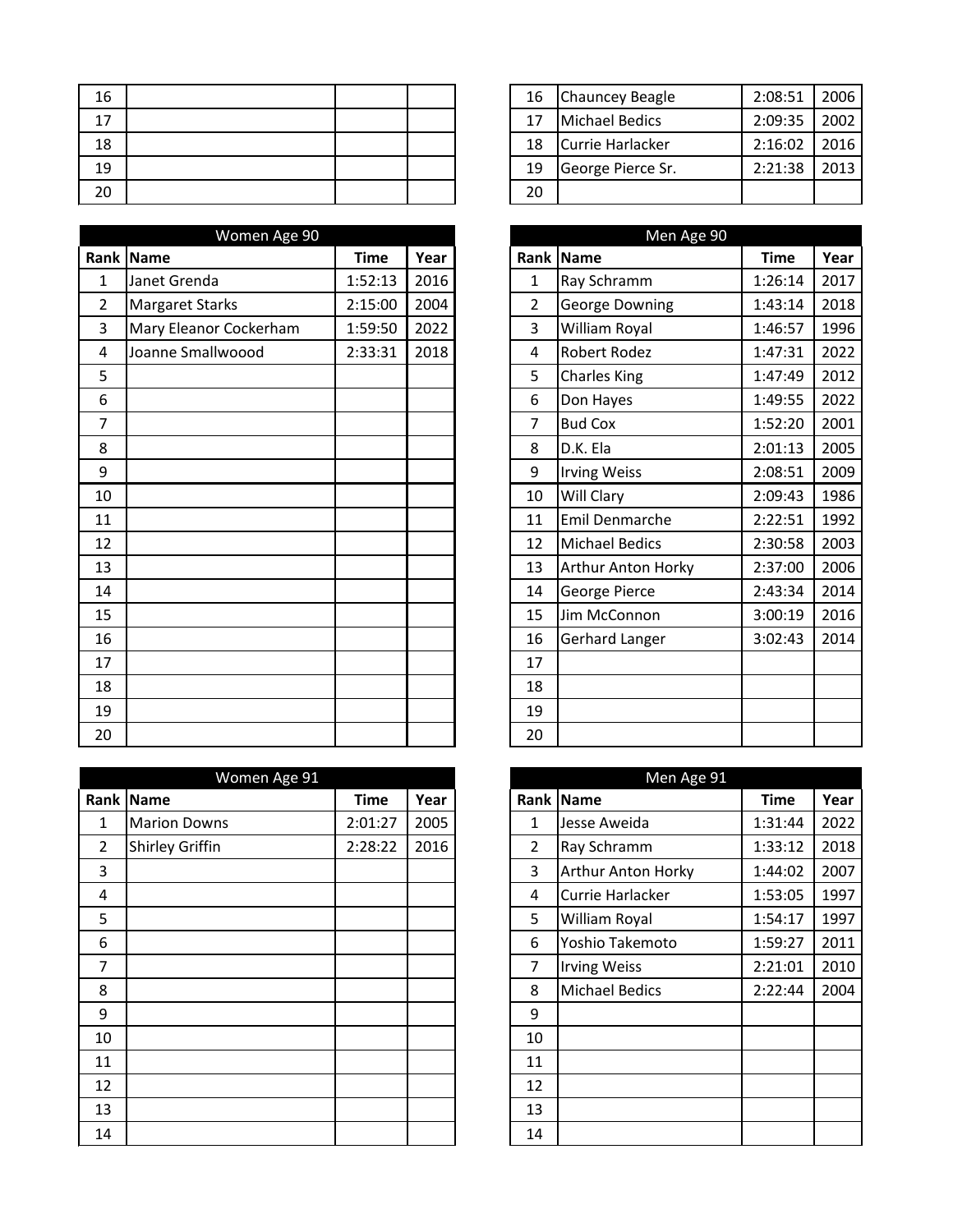| Rank | Name | Time | Year |
|---|---|---|---|
| 16 | | | |
| 17 | | | |
| 18 | | | |
| 19 | | | |
| 20 | | | |

| Rank | Name | Time | Year |
|---|---|---|---|
| 16 | Chauncey Beagle | 2:08:51 | 2006 |
| 17 | Michael Bedics | 2:09:35 | 2002 |
| 18 | Currie Harlacker | 2:16:02 | 2016 |
| 19 | George Pierce Sr. | 2:21:38 | 2013 |
| 20 | | | |

## Women Age 90

| Rank | Name | Time | Year |
|---|---|---|---|
| 1 | Janet Grenda | 1:52:13 | 2016 |
| 2 | Margaret Starks | 2:15:00 | 2004 |
| 3 | Mary Eleanor Cockerham | 1:59:50 | 2022 |
| 4 | Joanne Smallwoood | 2:33:31 | 2018 |
| 5 | | | |
| 6 | | | |
| 7 | | | |
| 8 | | | |
| 9 | | | |
| 10 | | | |
| 11 | | | |
| 12 | | | |
| 13 | | | |
| 14 | | | |
| 15 | | | |
| 16 | | | |
| 17 | | | |
| 18 | | | |
| 19 | | | |
| 20 | | | |

## Men Age 90

| Rank | Name | Time | Year |
|---|---|---|---|
| 1 | Ray Schramm | 1:26:14 | 2017 |
| 2 | George Downing | 1:43:14 | 2018 |
| 3 | William Royal | 1:46:57 | 1996 |
| 4 | Robert Rodez | 1:47:31 | 2022 |
| 5 | Charles King | 1:47:49 | 2012 |
| 6 | Don Hayes | 1:49:55 | 2022 |
| 7 | Bud Cox | 1:52:20 | 2001 |
| 8 | D.K. Ela | 2:01:13 | 2005 |
| 9 | Irving Weiss | 2:08:51 | 2009 |
| 10 | Will Clary | 2:09:43 | 1986 |
| 11 | Emil Denmarche | 2:22:51 | 1992 |
| 12 | Michael Bedics | 2:30:58 | 2003 |
| 13 | Arthur Anton Horky | 2:37:00 | 2006 |
| 14 | George Pierce | 2:43:34 | 2014 |
| 15 | Jim McConnon | 3:00:19 | 2016 |
| 16 | Gerhard Langer | 3:02:43 | 2014 |
| 17 | | | |
| 18 | | | |
| 19 | | | |
| 20 | | | |

## Women Age 91

| Rank | Name | Time | Year |
|---|---|---|---|
| 1 | Marion Downs | 2:01:27 | 2005 |
| 2 | Shirley Griffin | 2:28:22 | 2016 |
| 3 | | | |
| 4 | | | |
| 5 | | | |
| 6 | | | |
| 7 | | | |
| 8 | | | |
| 9 | | | |
| 10 | | | |
| 11 | | | |
| 12 | | | |
| 13 | | | |
| 14 | | | |

## Men Age 91

| Rank | Name | Time | Year |
|---|---|---|---|
| 1 | Jesse Aweida | 1:31:44 | 2022 |
| 2 | Ray Schramm | 1:33:12 | 2018 |
| 3 | Arthur Anton Horky | 1:44:02 | 2007 |
| 4 | Currie Harlacker | 1:53:05 | 1997 |
| 5 | William Royal | 1:54:17 | 1997 |
| 6 | Yoshio Takemoto | 1:59:27 | 2011 |
| 7 | Irving Weiss | 2:21:01 | 2010 |
| 8 | Michael Bedics | 2:22:44 | 2004 |
| 9 | | | |
| 10 | | | |
| 11 | | | |
| 12 | | | |
| 13 | | | |
| 14 | | | |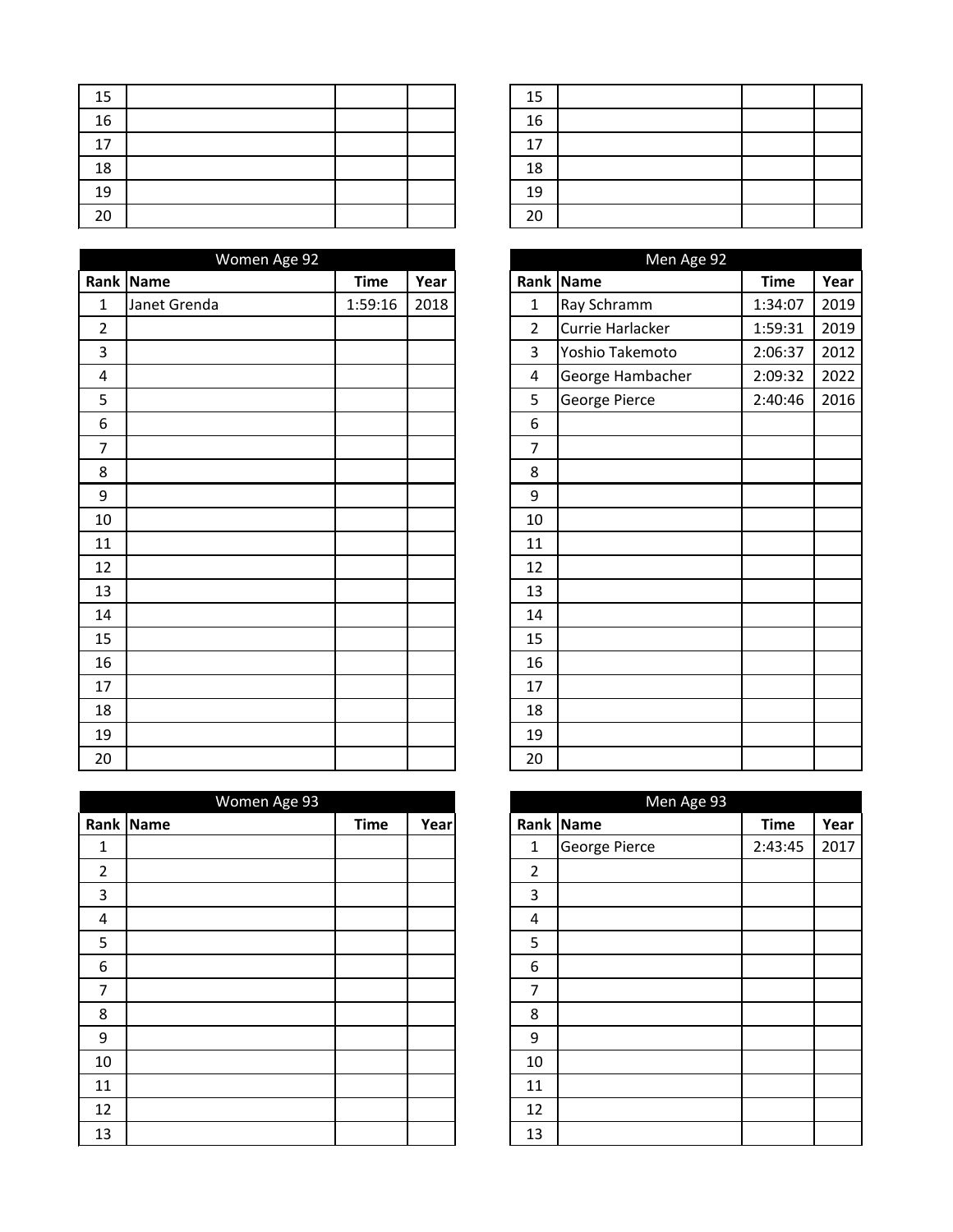| Rank | Name | Time | Year |
|---|---|---|---|
| 15 | | | |
| 16 | | | |
| 17 | | | |
| 18 | | | |
| 19 | | | |
| 20 | | | |

| Rank | Name | Time | Year |
|---|---|---|---|
| 15 | | | |
| 16 | | | |
| 17 | | | |
| 18 | | | |
| 19 | | | |
| 20 | | | |

## Women Age 92

| Rank | Name | Time | Year |
|---|---|---|---|
| 1 | Janet Grenda | 1:59:16 | 2018 |
| 2 | | | |
| 3 | | | |
| 4 | | | |
| 5 | | | |
| 6 | | | |
| 7 | | | |
| 8 | | | |
| 9 | | | |
| 10 | | | |
| 11 | | | |
| 12 | | | |
| 13 | | | |
| 14 | | | |
| 15 | | | |
| 16 | | | |
| 17 | | | |
| 18 | | | |
| 19 | | | |
| 20 | | | |

## Men Age 92

| Rank | Name | Time | Year |
|---|---|---|---|
| 1 | Ray Schramm | 1:34:07 | 2019 |
| 2 | Currie Harlacker | 1:59:31 | 2019 |
| 3 | Yoshio Takemoto | 2:06:37 | 2012 |
| 4 | George Hambacher | 2:09:32 | 2022 |
| 5 | George Pierce | 2:40:46 | 2016 |
| 6 | | | |
| 7 | | | |
| 8 | | | |
| 9 | | | |
| 10 | | | |
| 11 | | | |
| 12 | | | |
| 13 | | | |
| 14 | | | |
| 15 | | | |
| 16 | | | |
| 17 | | | |
| 18 | | | |
| 19 | | | |
| 20 | | | |

## Women Age 93

| Rank | Name | Time | Year |
|---|---|---|---|
| 1 | | | |
| 2 | | | |
| 3 | | | |
| 4 | | | |
| 5 | | | |
| 6 | | | |
| 7 | | | |
| 8 | | | |
| 9 | | | |
| 10 | | | |
| 11 | | | |
| 12 | | | |
| 13 | | | |

## Men Age 93

| Rank | Name | Time | Year |
|---|---|---|---|
| 1 | George Pierce | 2:43:45 | 2017 |
| 2 | | | |
| 3 | | | |
| 4 | | | |
| 5 | | | |
| 6 | | | |
| 7 | | | |
| 8 | | | |
| 9 | | | |
| 10 | | | |
| 11 | | | |
| 12 | | | |
| 13 | | | |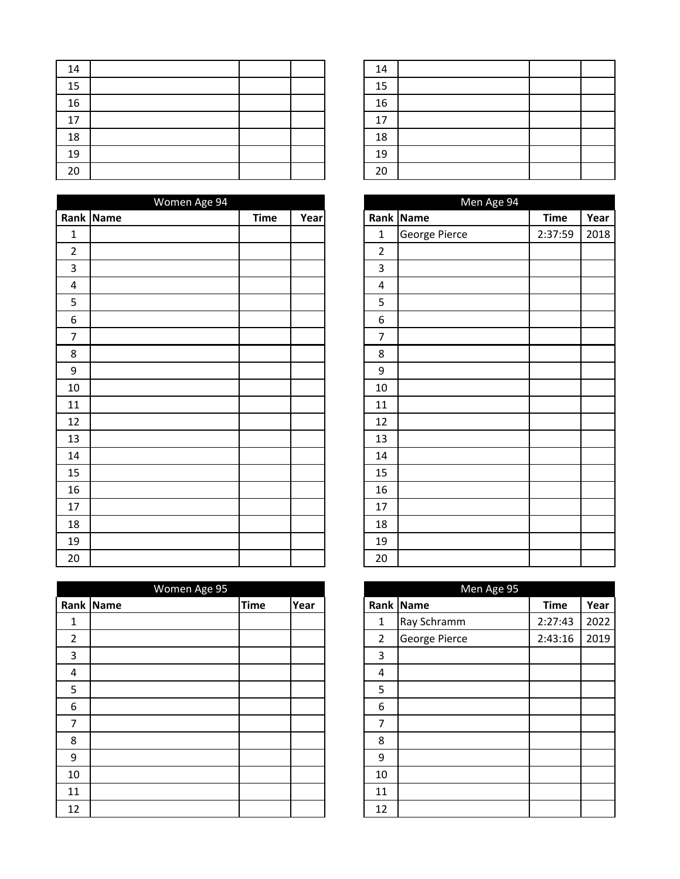| 14 | | | |
|---|---|---|---|
| 15 | | | |
| 16 | | | |
| 17 | | | |
| 18 | | | |
| 19 | | | |
| 20 | | | |

| 14 | | | |
|---|---|---|---|
| 15 | | | |
| 16 | | | |
| 17 | | | |
| 18 | | | |
| 19 | | | |
| 20 | | | |

| Women Age 94 | | | |
|---|---|---|---|
| **Rank** | **Name** | **Time** | **Year** |
| 1 | | | |
| 2 | | | |
| 3 | | | |
| 4 | | | |
| 5 | | | |
| 6 | | | |
| 7 | | | |
| 8 | | | |
| 9 | | | |
| 10 | | | |
| 11 | | | |
| 12 | | | |
| 13 | | | |
| 14 | | | |
| 15 | | | |
| 16 | | | |
| 17 | | | |
| 18 | | | |
| 19 | | | |
| 20 | | | |

| Men Age 94 | | | |
|---|---|---|---|
| **Rank** | **Name** | **Time** | **Year** |
| 1 | George Pierce | 2:37:59 | 2018 |
| 2 | | | |
| 3 | | | |
| 4 | | | |
| 5 | | | |
| 6 | | | |
| 7 | | | |
| 8 | | | |
| 9 | | | |
| 10 | | | |
| 11 | | | |
| 12 | | | |
| 13 | | | |
| 14 | | | |
| 15 | | | |
| 16 | | | |
| 17 | | | |
| 18 | | | |
| 19 | | | |
| 20 | | | |

| Women Age 95 | | | |
|---|---|---|---|
| **Rank** | **Name** | **Time** | **Year** |
| 1 | | | |
| 2 | | | |
| 3 | | | |
| 4 | | | |
| 5 | | | |
| 6 | | | |
| 7 | | | |
| 8 | | | |
| 9 | | | |
| 10 | | | |
| 11 | | | |
| 12 | | | |

| Men Age 95 | | | |
|---|---|---|---|
| **Rank** | **Name** | **Time** | **Year** |
| 1 | Ray Schramm | 2:27:43 | 2022 |
| 2 | George Pierce | 2:43:16 | 2019 |
| 3 | | | |
| 4 | | | |
| 5 | | | |
| 6 | | | |
| 7 | | | |
| 8 | | | |
| 9 | | | |
| 10 | | | |
| 11 | | | |
| 12 | | | |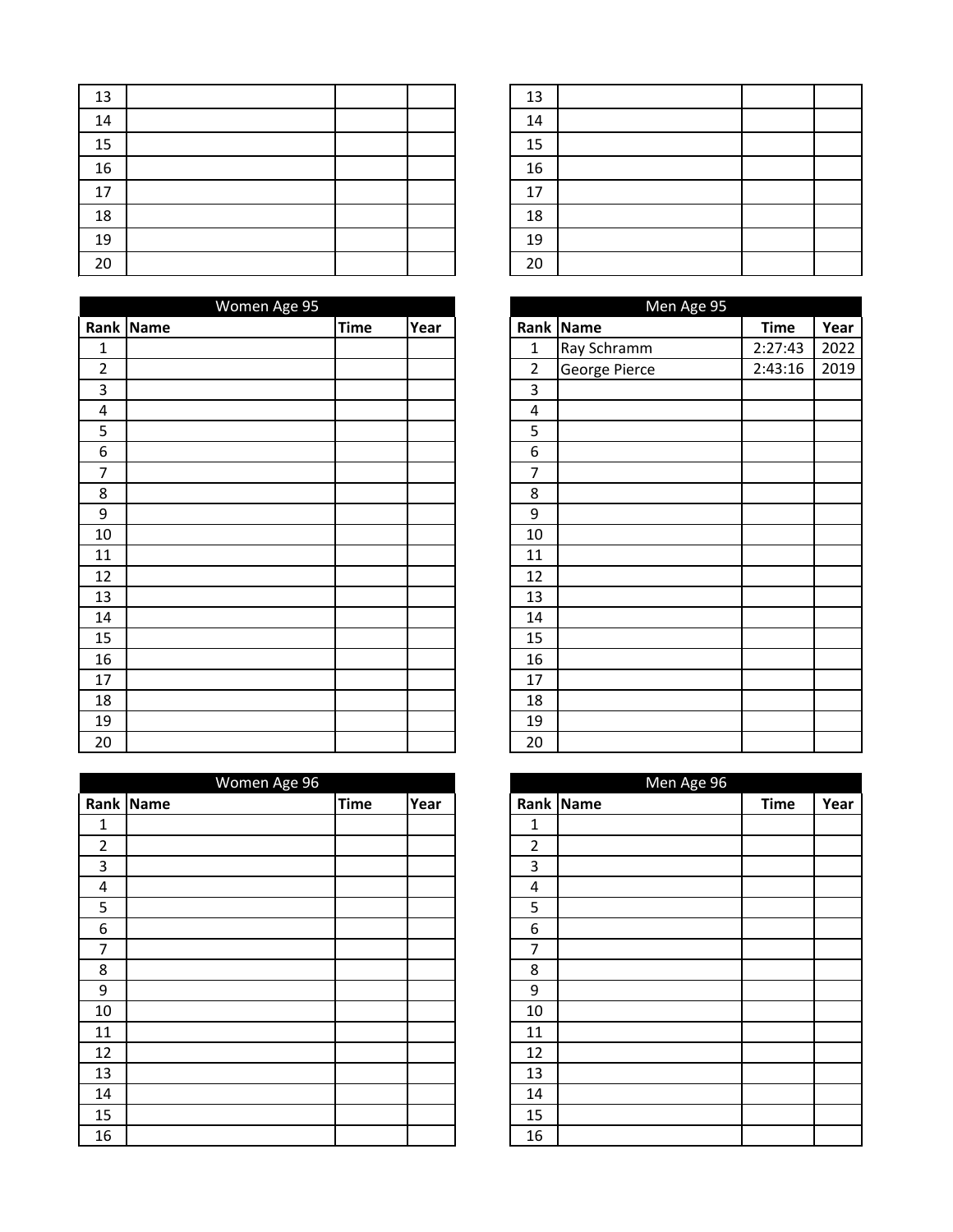| Rank | Name | Time | Year |
|---|---|---|---|
| 13 | | | |
| 14 | | | |
| 15 | | | |
| 16 | | | |
| 17 | | | |
| 18 | | | |
| 19 | | | |
| 20 | | | |

| Rank | Name | Time | Year |
|---|---|---|---|
| 13 | | | |
| 14 | | | |
| 15 | | | |
| 16 | | | |
| 17 | | | |
| 18 | | | |
| 19 | | | |
| 20 | | | |

| Women Age 95 | | | |
|---|---|---|---|
| **Rank** | **Name** | **Time** | **Year** |
| 1 | | | |
| 2 | | | |
| 3 | | | |
| 4 | | | |
| 5 | | | |
| 6 | | | |
| 7 | | | |
| 8 | | | |
| 9 | | | |
| 10 | | | |
| 11 | | | |
| 12 | | | |
| 13 | | | |
| 14 | | | |
| 15 | | | |
| 16 | | | |
| 17 | | | |
| 18 | | | |
| 19 | | | |
| 20 | | | |

| Men Age 95 | | | |
|---|---|---|---|
| **Rank** | **Name** | **Time** | **Year** |
| 1 | Ray Schramm | 2:27:43 | 2022 |
| 2 | George Pierce | 2:43:16 | 2019 |
| 3 | | | |
| 4 | | | |
| 5 | | | |
| 6 | | | |
| 7 | | | |
| 8 | | | |
| 9 | | | |
| 10 | | | |
| 11 | | | |
| 12 | | | |
| 13 | | | |
| 14 | | | |
| 15 | | | |
| 16 | | | |
| 17 | | | |
| 18 | | | |
| 19 | | | |
| 20 | | | |

| Women Age 96 | | | |
|---|---|---|---|
| **Rank** | **Name** | **Time** | **Year** |
| 1 | | | |
| 2 | | | |
| 3 | | | |
| 4 | | | |
| 5 | | | |
| 6 | | | |
| 7 | | | |
| 8 | | | |
| 9 | | | |
| 10 | | | |
| 11 | | | |
| 12 | | | |
| 13 | | | |
| 14 | | | |
| 15 | | | |
| 16 | | | |

| Men Age 96 | | | |
|---|---|---|---|
| **Rank** | **Name** | **Time** | **Year** |
| 1 | | | |
| 2 | | | |
| 3 | | | |
| 4 | | | |
| 5 | | | |
| 6 | | | |
| 7 | | | |
| 8 | | | |
| 9 | | | |
| 10 | | | |
| 11 | | | |
| 12 | | | |
| 13 | | | |
| 14 | | | |
| 15 | | | |
| 16 | | | |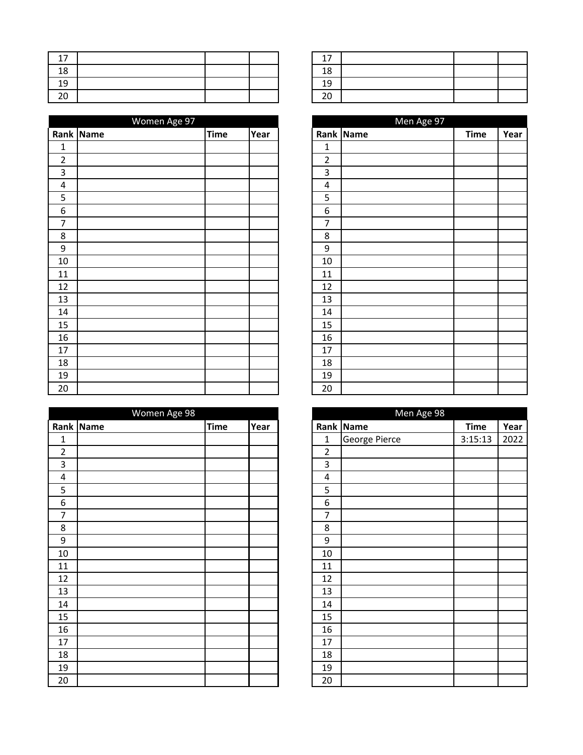| | | | |
|---|---|---|---|
| 17 | | | |
| 18 | | | |
| 19 | | | |
| 20 | | | |

| | | | |
|---|---|---|---|
| 17 | | | |
| 18 | | | |
| 19 | | | |
| 20 | | | |

| Women Age 97 | | | |
|---|---|---|---|
| **Rank** | **Name** | **Time** | **Year** |
| 1 | | | |
| 2 | | | |
| 3 | | | |
| 4 | | | |
| 5 | | | |
| 6 | | | |
| 7 | | | |
| 8 | | | |
| 9 | | | |
| 10 | | | |
| 11 | | | |
| 12 | | | |
| 13 | | | |
| 14 | | | |
| 15 | | | |
| 16 | | | |
| 17 | | | |
| 18 | | | |
| 19 | | | |
| 20 | | | |

| Men Age 97 | | | |
|---|---|---|---|
| **Rank** | **Name** | **Time** | **Year** |
| 1 | | | |
| 2 | | | |
| 3 | | | |
| 4 | | | |
| 5 | | | |
| 6 | | | |
| 7 | | | |
| 8 | | | |
| 9 | | | |
| 10 | | | |
| 11 | | | |
| 12 | | | |
| 13 | | | |
| 14 | | | |
| 15 | | | |
| 16 | | | |
| 17 | | | |
| 18 | | | |
| 19 | | | |
| 20 | | | |

| Women Age 98 | | | |
|---|---|---|---|
| **Rank** | **Name** | **Time** | **Year** |
| 1 | | | |
| 2 | | | |
| 3 | | | |
| 4 | | | |
| 5 | | | |
| 6 | | | |
| 7 | | | |
| 8 | | | |
| 9 | | | |
| 10 | | | |
| 11 | | | |
| 12 | | | |
| 13 | | | |
| 14 | | | |
| 15 | | | |
| 16 | | | |
| 17 | | | |
| 18 | | | |
| 19 | | | |
| 20 | | | |

| Men Age 98 | | | |
|---|---|---|---|
| **Rank** | **Name** | **Time** | **Year** |
| 1 | George Pierce | 3:15:13 | 2022 |
| 2 | | | |
| 3 | | | |
| 4 | | | |
| 5 | | | |
| 6 | | | |
| 7 | | | |
| 8 | | | |
| 9 | | | |
| 10 | | | |
| 11 | | | |
| 12 | | | |
| 13 | | | |
| 14 | | | |
| 15 | | | |
| 16 | | | |
| 17 | | | |
| 18 | | | |
| 19 | | | |
| 20 | | | |